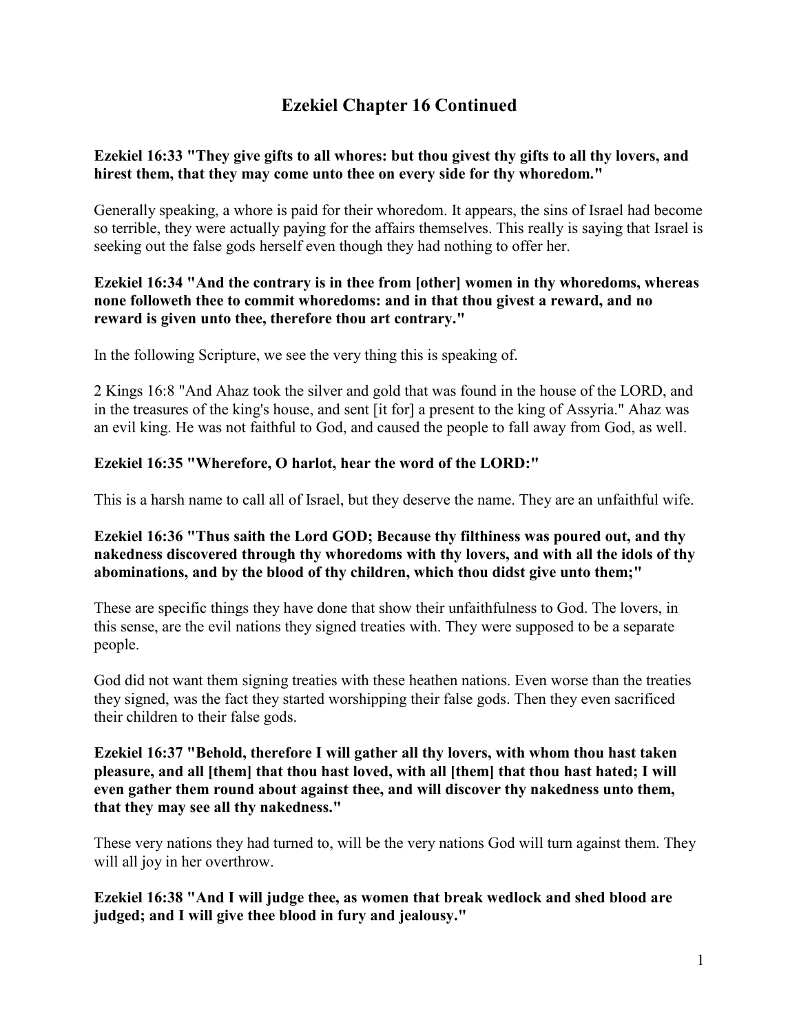# Ezekiel Chapter 16 Continued

**Ezekiel 16:33 "They give gifts to all whores: but thou givest thy gifts to all thy lovers, and hirest them, that they may come unto thee on every side for thy whoredom."**

Generally speaking, a whore is paid for their whoredom. It appears, the sins of Israel had become so terrible, they were actually paying for the affairs themselves. This really is saying that Israel is seeking out the false gods herself even though they had nothing to offer her.

**Ezekiel 16:34 "And the contrary is in thee from [other] women in thy whoredoms, whereas none followeth thee to commit whoredoms: and in that thou givest a reward, and no reward is given unto thee, therefore thou art contrary."**

In the following Scripture, we see the very thing this is speaking of.

2 Kings 16:8 "And Ahaz took the silver and gold that was found in the house of the LORD, and in the treasures of the king's house, and sent [it for] a present to the king of Assyria." Ahaz was an evil king. He was not faithful to God, and caused the people to fall away from God, as well.

**Ezekiel 16:35 "Wherefore, O harlot, hear the word of the LORD:"**

This is a harsh name to call all of Israel, but they deserve the name. They are an unfaithful wife.

**Ezekiel 16:36 "Thus saith the Lord GOD; Because thy filthiness was poured out, and thy nakedness discovered through thy whoredoms with thy lovers, and with all the idols of thy abominations, and by the blood of thy children, which thou didst give unto them;"**

These are specific things they have done that show their unfaithfulness to God. The lovers, in this sense, are the evil nations they signed treaties with. They were supposed to be a separate people.

God did not want them signing treaties with these heathen nations. Even worse than the treaties they signed, was the fact they started worshipping their false gods. Then they even sacrificed their children to their false gods.

**Ezekiel 16:37 "Behold, therefore I will gather all thy lovers, with whom thou hast taken pleasure, and all [them] that thou hast loved, with all [them] that thou hast hated; I will even gather them round about against thee, and will discover thy nakedness unto them, that they may see all thy nakedness."**

These very nations they had turned to, will be the very nations God will turn against them. They will all joy in her overthrow.

**Ezekiel 16:38 "And I will judge thee, as women that break wedlock and shed blood are judged; and I will give thee blood in fury and jealousy."**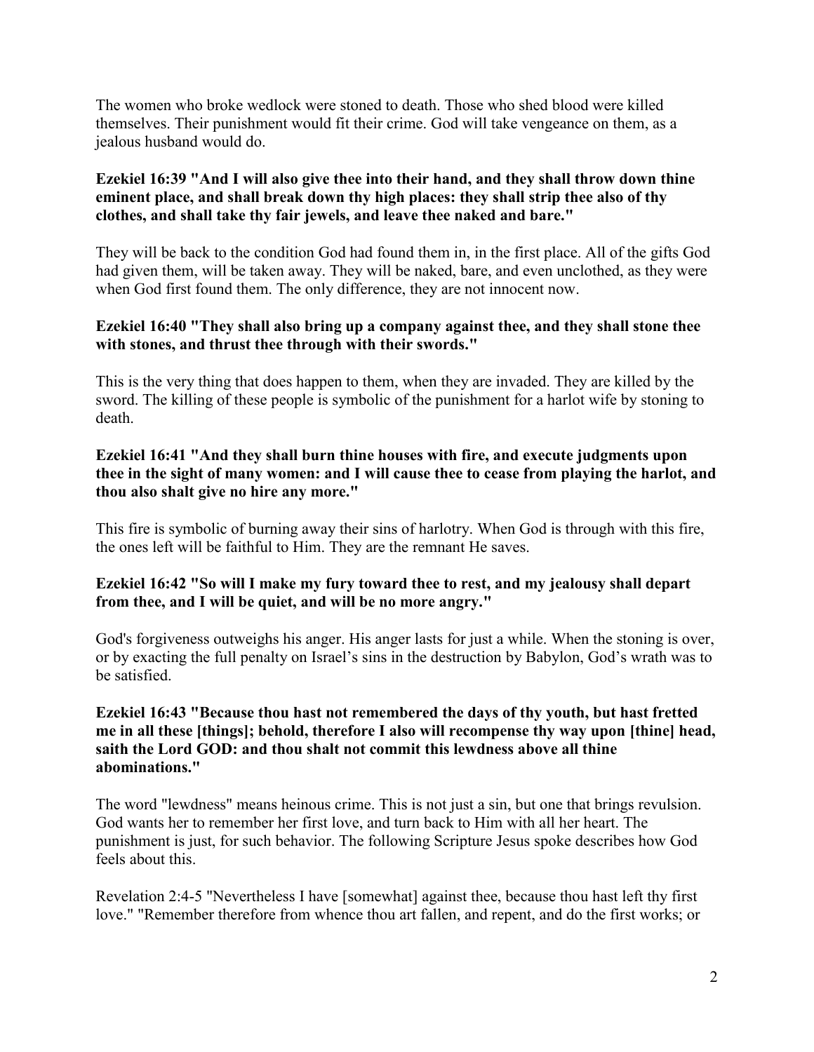The women who broke wedlock were stoned to death. Those who shed blood were killed themselves. Their punishment would fit their crime. God will take vengeance on them, as a jealous husband would do.

**Ezekiel 16:39 "And I will also give thee into their hand, and they shall throw down thine eminent place, and shall break down thy high places: they shall strip thee also of thy clothes, and shall take thy fair jewels, and leave thee naked and bare."**

They will be back to the condition God had found them in, in the first place. All of the gifts God had given them, will be taken away. They will be naked, bare, and even unclothed, as they were when God first found them. The only difference, they are not innocent now.

**Ezekiel 16:40 "They shall also bring up a company against thee, and they shall stone thee with stones, and thrust thee through with their swords."**

This is the very thing that does happen to them, when they are invaded. They are killed by the sword. The killing of these people is symbolic of the punishment for a harlot wife by stoning to death.

**Ezekiel 16:41 "And they shall burn thine houses with fire, and execute judgments upon thee in the sight of many women: and I will cause thee to cease from playing the harlot, and thou also shalt give no hire any more."**

This fire is symbolic of burning away their sins of harlotry. When God is through with this fire, the ones left will be faithful to Him. They are the remnant He saves.

**Ezekiel 16:42 "So will I make my fury toward thee to rest, and my jealousy shall depart from thee, and I will be quiet, and will be no more angry."**

God's forgiveness outweighs his anger. His anger lasts for just a while. When the stoning is over, or by exacting the full penalty on Israel's sins in the destruction by Babylon, God's wrath was to be satisfied.

**Ezekiel 16:43 "Because thou hast not remembered the days of thy youth, but hast fretted me in all these [things]; behold, therefore I also will recompense thy way upon [thine] head, saith the Lord GOD: and thou shalt not commit this lewdness above all thine abominations."**

The word "lewdness" means heinous crime. This is not just a sin, but one that brings revulsion. God wants her to remember her first love, and turn back to Him with all her heart. The punishment is just, for such behavior. The following Scripture Jesus spoke describes how God feels about this.

Revelation 2:4-5 "Nevertheless I have [somewhat] against thee, because thou hast left thy first love." "Remember therefore from whence thou art fallen, and repent, and do the first works; or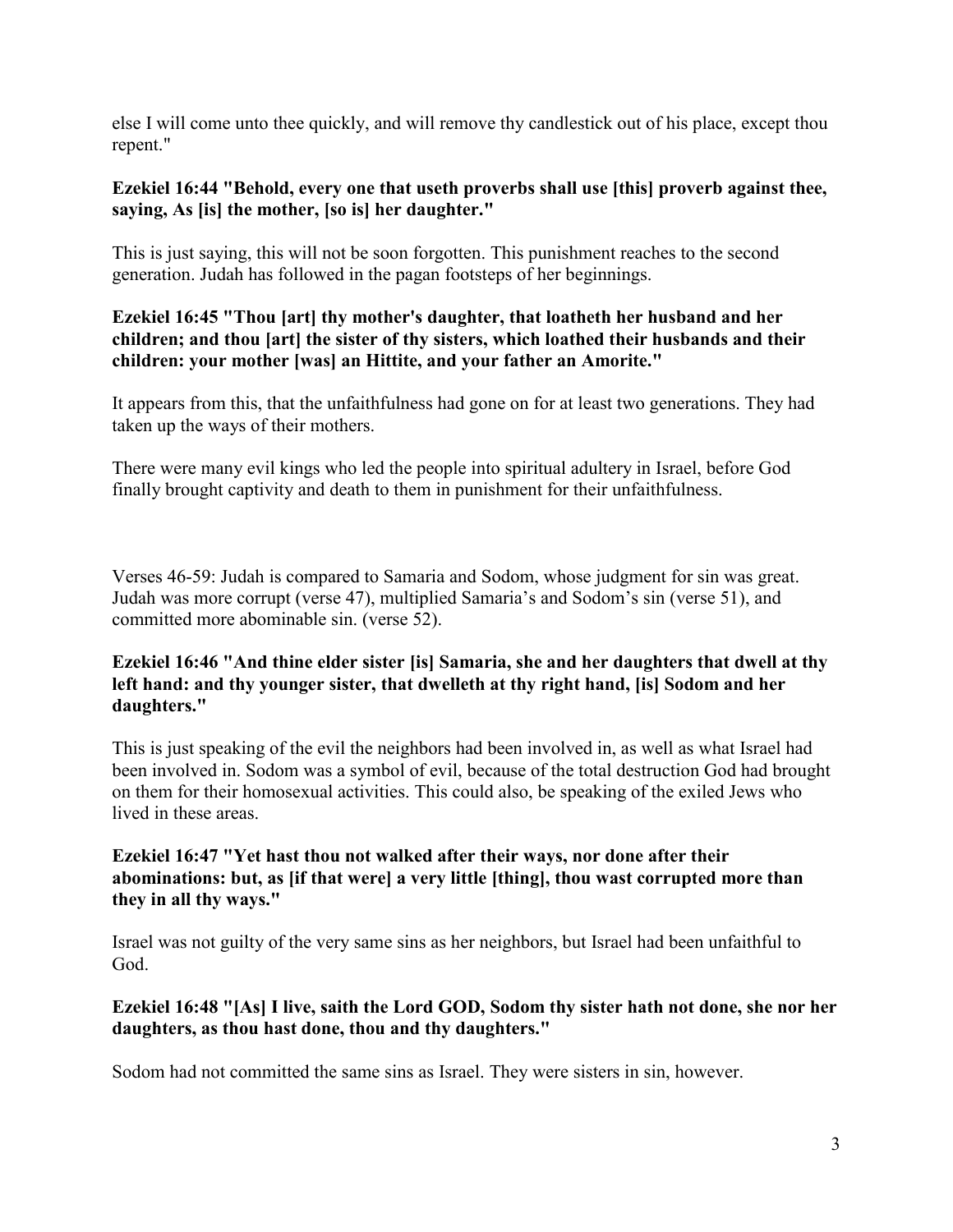else I will come unto thee quickly, and will remove thy candlestick out of his place, except thou repent."

**Ezekiel 16:44 "Behold, every one that useth proverbs shall use [this] proverb against thee, saying, As [is] the mother, [so is] her daughter."**

This is just saying, this will not be soon forgotten. This punishment reaches to the second generation. Judah has followed in the pagan footsteps of her beginnings.

**Ezekiel 16:45 "Thou [art] thy mother's daughter, that loatheth her husband and her children; and thou [art] the sister of thy sisters, which loathed their husbands and their children: your mother [was] an Hittite, and your father an Amorite."**

It appears from this, that the unfaithfulness had gone on for at least two generations. They had taken up the ways of their mothers.

There were many evil kings who led the people into spiritual adultery in Israel, before God finally brought captivity and death to them in punishment for their unfaithfulness.

Verses 46-59: Judah is compared to Samaria and Sodom, whose judgment for sin was great. Judah was more corrupt (verse 47), multiplied Samaria's and Sodom's sin (verse 51), and committed more abominable sin. (verse 52).

**Ezekiel 16:46 "And thine elder sister [is] Samaria, she and her daughters that dwell at thy left hand: and thy younger sister, that dwelleth at thy right hand, [is] Sodom and her daughters."**

This is just speaking of the evil the neighbors had been involved in, as well as what Israel had been involved in. Sodom was a symbol of evil, because of the total destruction God had brought on them for their homosexual activities. This could also, be speaking of the exiled Jews who lived in these areas.

**Ezekiel 16:47 "Yet hast thou not walked after their ways, nor done after their abominations: but, as [if that were] a very little [thing], thou wast corrupted more than they in all thy ways."**

Israel was not guilty of the very same sins as her neighbors, but Israel had been unfaithful to God.

**Ezekiel 16:48 "[As] I live, saith the Lord GOD, Sodom thy sister hath not done, she nor her daughters, as thou hast done, thou and thy daughters."**

Sodom had not committed the same sins as Israel. They were sisters in sin, however.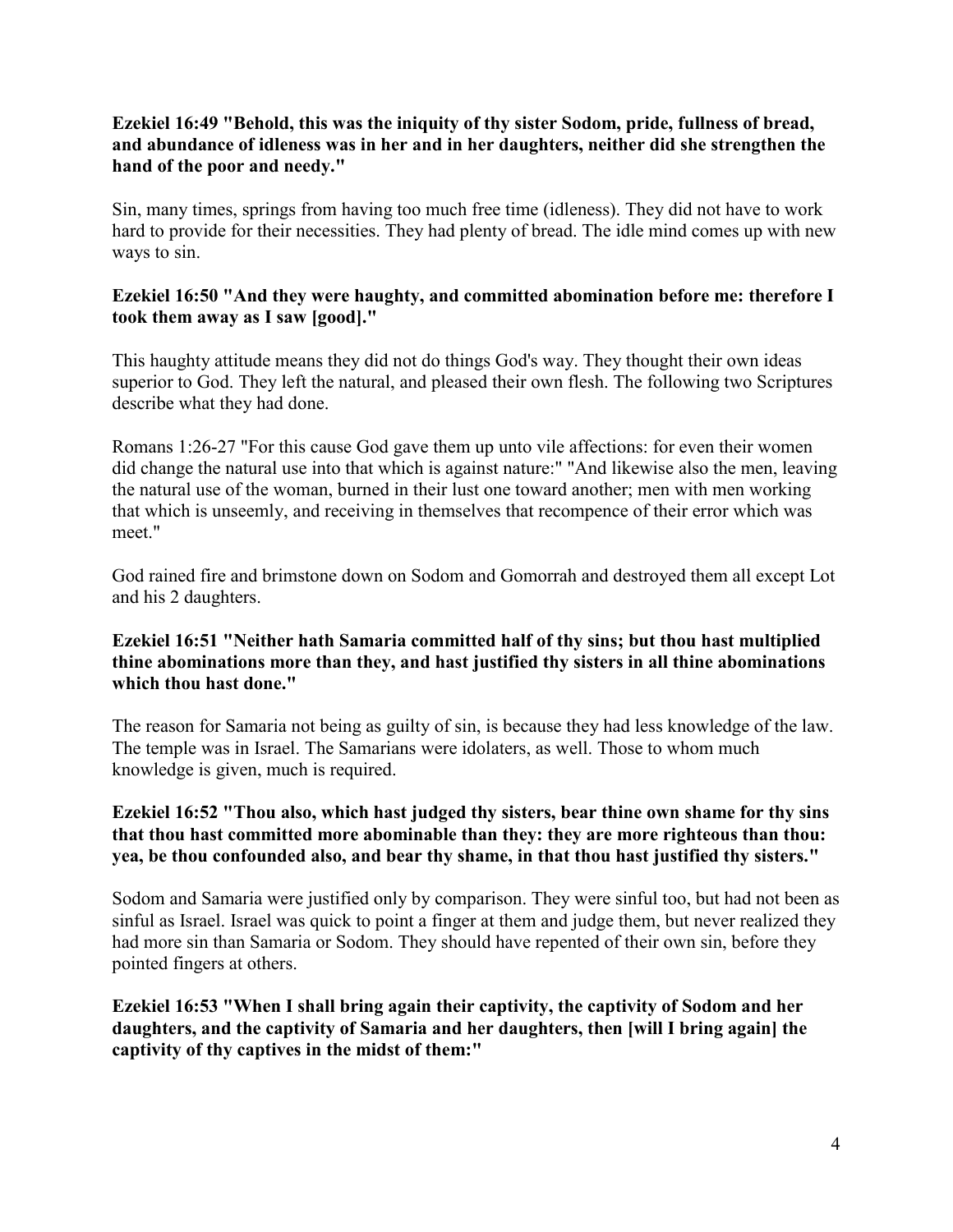**Ezekiel 16:49 "Behold, this was the iniquity of thy sister Sodom, pride, fullness of bread, and abundance of idleness was in her and in her daughters, neither did she strengthen the hand of the poor and needy."**

Sin, many times, springs from having too much free time (idleness). They did not have to work hard to provide for their necessities. They had plenty of bread. The idle mind comes up with new ways to sin.

**Ezekiel 16:50 "And they were haughty, and committed abomination before me: therefore I took them away as I saw [good]."**

This haughty attitude means they did not do things God's way. They thought their own ideas superior to God. They left the natural, and pleased their own flesh. The following two Scriptures describe what they had done.

Romans 1:26-27 "For this cause God gave them up unto vile affections: for even their women did change the natural use into that which is against nature:" "And likewise also the men, leaving the natural use of the woman, burned in their lust one toward another; men with men working that which is unseemly, and receiving in themselves that recompence of their error which was meet."

God rained fire and brimstone down on Sodom and Gomorrah and destroyed them all except Lot and his 2 daughters.

**Ezekiel 16:51 "Neither hath Samaria committed half of thy sins; but thou hast multiplied thine abominations more than they, and hast justified thy sisters in all thine abominations which thou hast done."**

The reason for Samaria not being as guilty of sin, is because they had less knowledge of the law. The temple was in Israel. The Samarians were idolaters, as well. Those to whom much knowledge is given, much is required.

**Ezekiel 16:52 "Thou also, which hast judged thy sisters, bear thine own shame for thy sins that thou hast committed more abominable than they: they are more righteous than thou: yea, be thou confounded also, and bear thy shame, in that thou hast justified thy sisters."**

Sodom and Samaria were justified only by comparison. They were sinful too, but had not been as sinful as Israel. Israel was quick to point a finger at them and judge them, but never realized they had more sin than Samaria or Sodom. They should have repented of their own sin, before they pointed fingers at others.

**Ezekiel 16:53 "When I shall bring again their captivity, the captivity of Sodom and her daughters, and the captivity of Samaria and her daughters, then [will I bring again] the captivity of thy captives in the midst of them:"**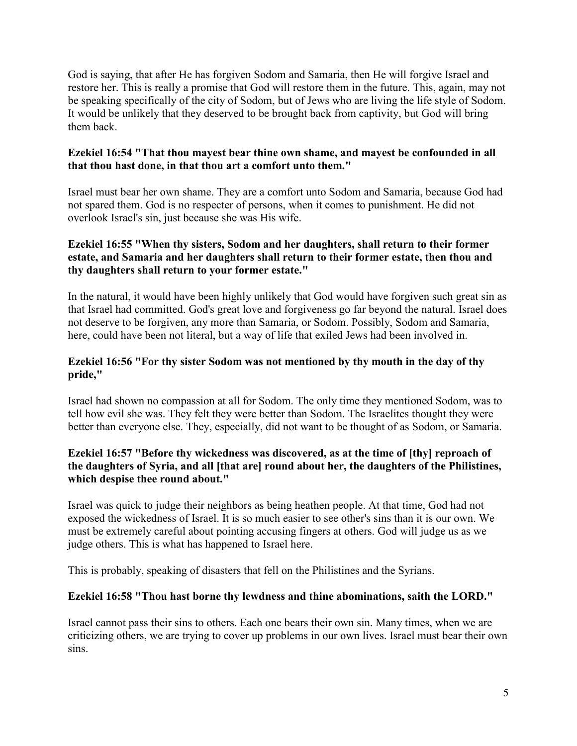God is saying, that after He has forgiven Sodom and Samaria, then He will forgive Israel and restore her. This is really a promise that God will restore them in the future. This, again, may not be speaking specifically of the city of Sodom, but of Jews who are living the life style of Sodom. It would be unlikely that they deserved to be brought back from captivity, but God will bring them back.

**Ezekiel 16:54 "That thou mayest bear thine own shame, and mayest be confounded in all that thou hast done, in that thou art a comfort unto them."**

Israel must bear her own shame. They are a comfort unto Sodom and Samaria, because God had not spared them. God is no respecter of persons, when it comes to punishment. He did not overlook Israel's sin, just because she was His wife.

**Ezekiel 16:55 "When thy sisters, Sodom and her daughters, shall return to their former estate, and Samaria and her daughters shall return to their former estate, then thou and thy daughters shall return to your former estate."**

In the natural, it would have been highly unlikely that God would have forgiven such great sin as that Israel had committed. God's great love and forgiveness go far beyond the natural. Israel does not deserve to be forgiven, any more than Samaria, or Sodom. Possibly, Sodom and Samaria, here, could have been not literal, but a way of life that exiled Jews had been involved in.

**Ezekiel 16:56 "For thy sister Sodom was not mentioned by thy mouth in the day of thy pride,"**

Israel had shown no compassion at all for Sodom. The only time they mentioned Sodom, was to tell how evil she was. They felt they were better than Sodom. The Israelites thought they were better than everyone else. They, especially, did not want to be thought of as Sodom, or Samaria.

**Ezekiel 16:57 "Before thy wickedness was discovered, as at the time of [thy] reproach of the daughters of Syria, and all [that are] round about her, the daughters of the Philistines, which despise thee round about."**

Israel was quick to judge their neighbors as being heathen people. At that time, God had not exposed the wickedness of Israel. It is so much easier to see other's sins than it is our own. We must be extremely careful about pointing accusing fingers at others. God will judge us as we judge others. This is what has happened to Israel here.

This is probably, speaking of disasters that fell on the Philistines and the Syrians.

**Ezekiel 16:58 "Thou hast borne thy lewdness and thine abominations, saith the LORD."**

Israel cannot pass their sins to others. Each one bears their own sin. Many times, when we are criticizing others, we are trying to cover up problems in our own lives. Israel must bear their own sins.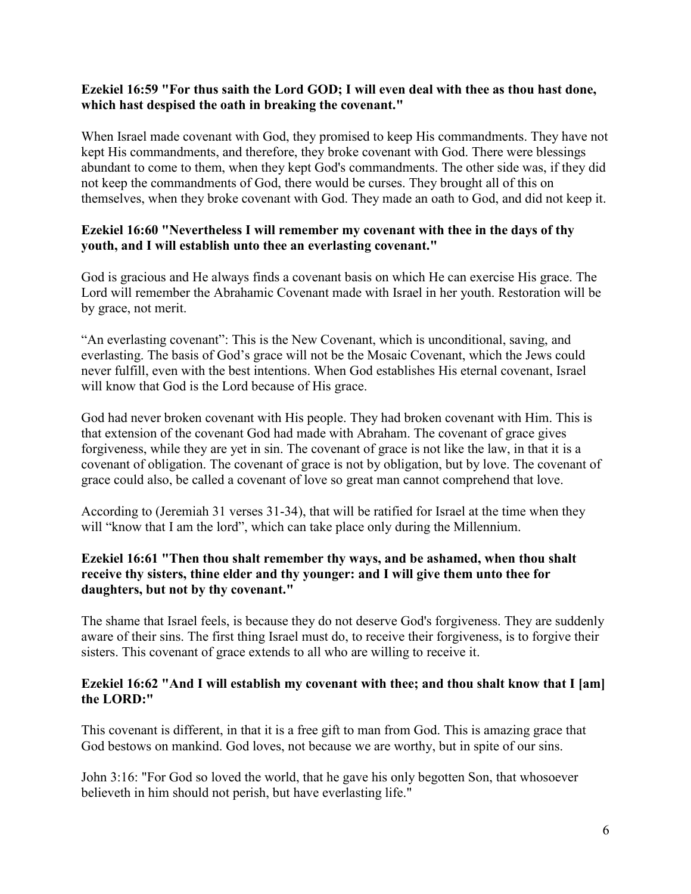**Ezekiel 16:59 "For thus saith the Lord GOD; I will even deal with thee as thou hast done, which hast despised the oath in breaking the covenant."**

When Israel made covenant with God, they promised to keep His commandments. They have not kept His commandments, and therefore, they broke covenant with God. There were blessings abundant to come to them, when they kept God's commandments. The other side was, if they did not keep the commandments of God, there would be curses. They brought all of this on themselves, when they broke covenant with God. They made an oath to God, and did not keep it.

**Ezekiel 16:60 "Nevertheless I will remember my covenant with thee in the days of thy youth, and I will establish unto thee an everlasting covenant."**

God is gracious and He always finds a covenant basis on which He can exercise His grace. The Lord will remember the Abrahamic Covenant made with Israel in her youth. Restoration will be by grace, not merit.

"An everlasting covenant": This is the New Covenant, which is unconditional, saving, and everlasting. The basis of God's grace will not be the Mosaic Covenant, which the Jews could never fulfill, even with the best intentions. When God establishes His eternal covenant, Israel will know that God is the Lord because of His grace.

God had never broken covenant with His people. They had broken covenant with Him. This is that extension of the covenant God had made with Abraham. The covenant of grace gives forgiveness, while they are yet in sin. The covenant of grace is not like the law, in that it is a covenant of obligation. The covenant of grace is not by obligation, but by love. The covenant of grace could also, be called a covenant of love so great man cannot comprehend that love.

According to (Jeremiah 31 verses 31-34), that will be ratified for Israel at the time when they will "know that I am the lord", which can take place only during the Millennium.

**Ezekiel 16:61 "Then thou shalt remember thy ways, and be ashamed, when thou shalt receive thy sisters, thine elder and thy younger: and I will give them unto thee for daughters, but not by thy covenant."**

The shame that Israel feels, is because they do not deserve God's forgiveness. They are suddenly aware of their sins. The first thing Israel must do, to receive their forgiveness, is to forgive their sisters. This covenant of grace extends to all who are willing to receive it.

**Ezekiel 16:62 "And I will establish my covenant with thee; and thou shalt know that I [am] the LORD:"**

This covenant is different, in that it is a free gift to man from God. This is amazing grace that God bestows on mankind. God loves, not because we are worthy, but in spite of our sins.

John 3:16: "For God so loved the world, that he gave his only begotten Son, that whosoever believeth in him should not perish, but have everlasting life."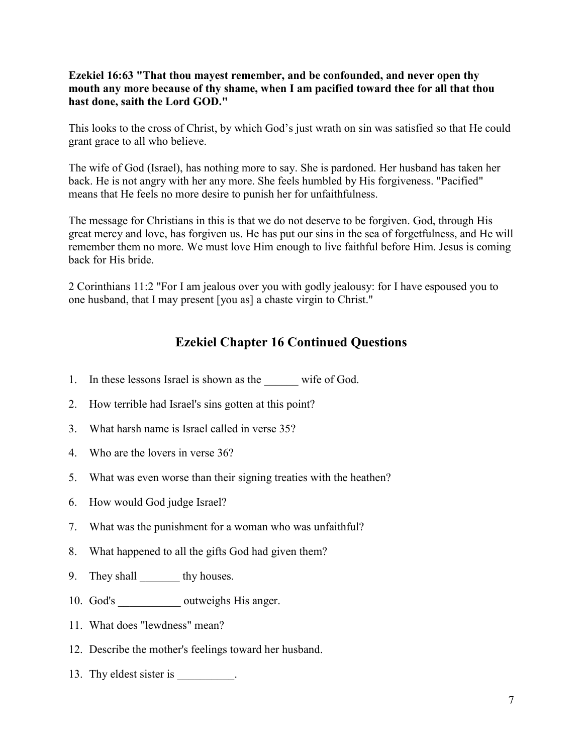**Ezekiel 16:63 "That thou mayest remember, and be confounded, and never open thy mouth any more because of thy shame, when I am pacified toward thee for all that thou hast done, saith the Lord GOD."**

This looks to the cross of Christ, by which God's just wrath on sin was satisfied so that He could grant grace to all who believe.

The wife of God (Israel), has nothing more to say. She is pardoned. Her husband has taken her back. He is not angry with her any more. She feels humbled by His forgiveness. "Pacified" means that He feels no more desire to punish her for unfaithfulness.

The message for Christians in this is that we do not deserve to be forgiven. God, through His great mercy and love, has forgiven us. He has put our sins in the sea of forgetfulness, and He will remember them no more. We must love Him enough to live faithful before Him. Jesus is coming back for His bride.

2 Corinthians 11:2 "For I am jealous over you with godly jealousy: for I have espoused you to one husband, that I may present [you as] a chaste virgin to Christ."

## Ezekiel Chapter 16 Continued Questions

1. In these lessons Israel is shown as the ______ wife of God.
2. How terrible had Israel's sins gotten at this point?
3. What harsh name is Israel called in verse 35?
4. Who are the lovers in verse 36?
5. What was even worse than their signing treaties with the heathen?
6. How would God judge Israel?
7. What was the punishment for a woman who was unfaithful?
8. What happened to all the gifts God had given them?
9. They shall _______ thy houses.
10. God's ___________ outweighs His anger.
11. What does "lewdness" mean?
12. Describe the mother's feelings toward her husband.
13. Thy eldest sister is __________.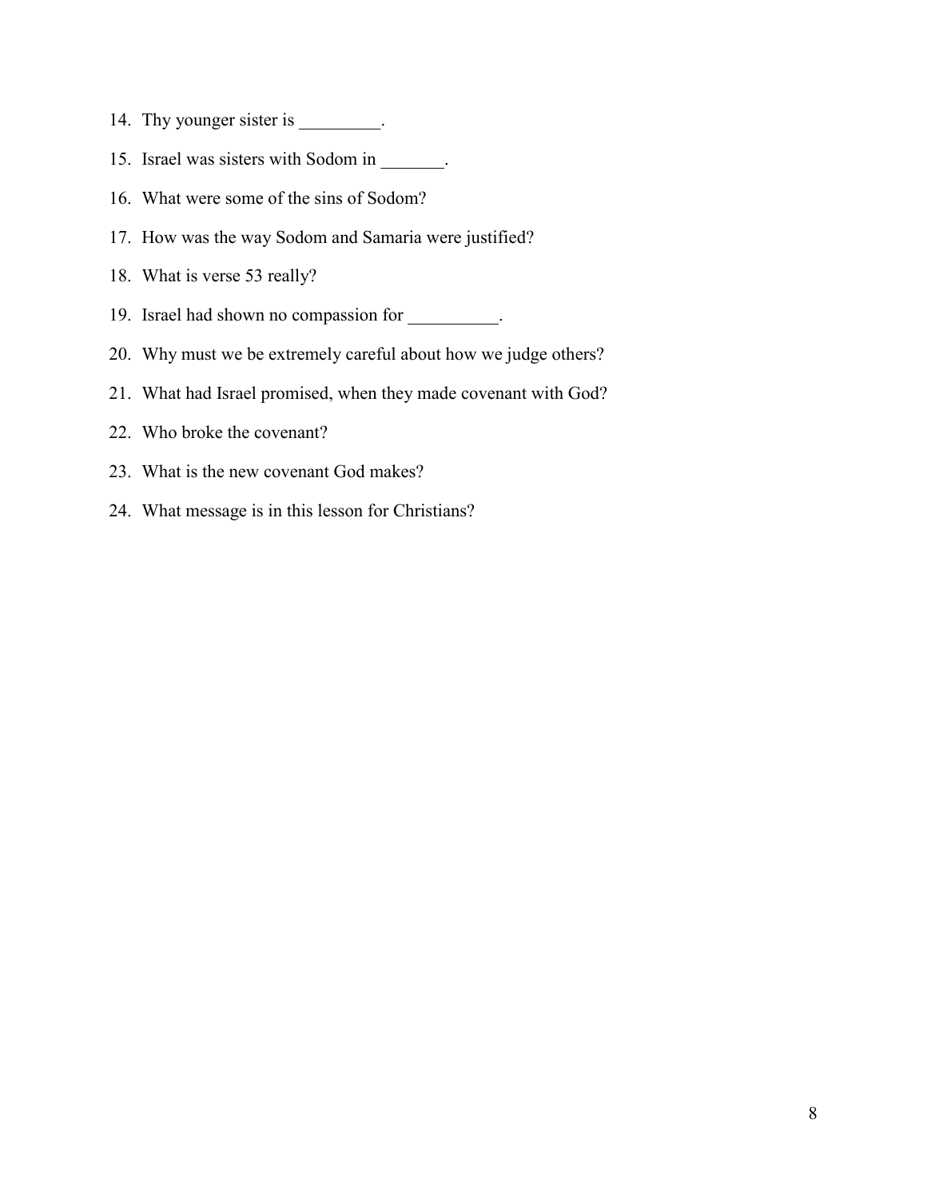14. Thy younger sister is _________.
15. Israel was sisters with Sodom in _______.
16. What were some of the sins of Sodom?
17. How was the way Sodom and Samaria were justified?
18. What is verse 53 really?
19. Israel had shown no compassion for __________.
20. Why must we be extremely careful about how we judge others?
21. What had Israel promised, when they made covenant with God?
22. Who broke the covenant?
23. What is the new covenant God makes?
24. What message is in this lesson for Christians?